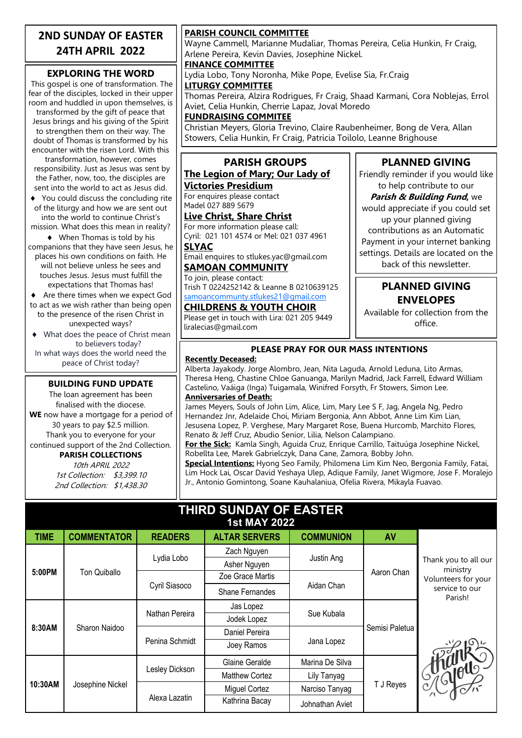# 2ND SUNDAY OF EASTER
# 24TH APRIL 2022

## EXPLORING THE WORD

This gospel is one of transformation. The fear of the disciples, locked in their upper room and huddled in upon themselves, is transformed by the gift of peace that Jesus brings and his giving of the Spirit to strengthen them on their way. The doubt of Thomas is transformed by his encounter with the risen Lord. With this transformation, however, comes responsibility. Just as Jesus was sent by the Father, now, too, the disciples are sent into the world to act as Jesus did.

- You could discuss the concluding rite of the liturgy and how we are sent out into the world to continue Christ's mission. What does this mean in reality?
- When Thomas is told by his companions that they have seen Jesus, he places his own conditions on faith. He will not believe unless he sees and touches Jesus. Jesus must fulfill the expectations that Thomas has!
- Are there times when we expect God to act as we wish rather than being open to the presence of the risen Christ in unexpected ways?
- What does the peace of Christ mean to believers today?

In what ways does the world need the peace of Christ today?

## BUILDING FUND UPDATE

The loan agreement has been finalised with the diocese.
**WE** now have a mortgage for a period of 30 years to pay $2.5 million.
Thank you to everyone for your continued support of the 2nd Collection.

**PARISH COLLECTIONS**

*10th APRIL 2022*
*1st Collection: $3,399.10*
*2nd Collection: $1,438.30*

**PARISH COUNCIL COMMITTEE**
Wayne Cammell, Marianne Mudaliar, Thomas Pereira, Celia Hunkin, Fr Craig, Arlene Pereira, Kevin Davies, Josephine Nickel.

**FINANCE COMMITTEE**
Lydia Lobo, Tony Noronha, Mike Pope, Evelise Sia, Fr.Craig

**LITURGY COMMITTEE**
Thomas Pereira, Alzira Rodrigues, Fr Craig, Shaad Karmani, Cora Noblejas, Errol Aviet, Celia Hunkin, Cherrie Lapaz, Joval Moredo

**FUNDRAISING COMMITEE**
Christian Meyers, Gloria Trevino, Claire Raubenheimer, Bong de Vera, Allan Stowers, Celia Hunkin, Fr Craig, Patricia Toilolo, Leanne Brighouse

## PARISH GROUPS

**The Legion of Mary; Our Lady of Victories Presidium**
For enquires please contact
Madel 027 889 5679

**Live Christ, Share Christ**
For more information please call:
Cyril: 021 101 4574 or Mel: 021 037 4961

**SLYAC**
Email enquires to stlukes.yac@gmail.com

**SAMOAN COMMUNITY**
To join, please contact:
Trish T 0224252142 & Leanne B 0210639125
samoancommunty.stlukes21@gmail.com

**CHILDRENS & YOUTH CHOIR**
Please get in touch with Lira: 021 205 9449
liralecias@gmail.com

## PLANNED GIVING

Friendly reminder if you would like to help contribute to our ***Parish & Building Fund***, we would appreciate if you could set up your planned giving contributions as an Automatic Payment in your internet banking settings. Details are located on the back of this newsletter.

## PLANNED GIVING ENVELOPES

Available for collection from the office.

## PLEASE PRAY FOR OUR MASS INTENTIONS

**Recently Deceased:**
Alberta Jayakody. Jorge Alombro, Jean, Nita Laguda, Arnold Leduna, Lito Armas, Theresa Heng, Chastine Chloe Ganuanga, Marilyn Madrid, Jack Farrell, Edward William Castelino, Vaáiga (Inga) Tuigamala, Winifred Forsyth, Fr Stowers, Simon Lee.

**Anniversaries of Death:**
James Meyers, Souls of John Lim, Alice, Lim, Mary Lee S F, Jag, Angela Ng, Pedro Hernandez Jnr, Adelaide Choi, Miriam Bergonia, Ann Abbot, Anne Lim Kim Lian, Jesusena Lopez, P. Verghese, Mary Margaret Rose, Buena Hurcomb, Marchito Flores, Renato & Jeff Cruz, Abudio Senior, Lilia, Nelson Calampiano.

**For the Sick:** Kamla Singh, Aguida Cruz, Enrique Carrillo, Taituúga Josephine Nickel, Robellta Lee, Marek Gabrielczyk, Dana Cane, Zamora, Bobby John.

**Special Intentions:** Hyong Seo Family, Philomena Lim Kim Neo, Bergonia Family, Fatai, Lim Hock Lai, Oscar David Yeshaya Ulep, Adique Family, Janet Wigmore, Jose F. Moralejo Jr., Antonio Gomintong, Soane Kauhalaniua, Ofelia Rivera, Mikayla Fuavao.

## THIRD SUNDAY OF EASTER
### 1st MAY 2022

| TIME | COMMENTATOR | READERS | ALTAR SERVERS | COMMUNION | AV |
|---|---|---|---|---|---|
| 5:00PM | Ton Quiballo | Lydia Lobo | Zach Nguyen | Justin Ang | Aaron Chan |
| | | | Asher Nguyen | | |
| | | Cyril Siasoco | Zoe Grace Martis | Aidan Chan | |
| | | | Shane Fernandes | | |
| 8:30AM | Sharon Naidoo | Nathan Pereira | Jas Lopez | Sue Kubala | Semisi Paletua |
| | | | Jodek Lopez | | |
| | | Penina Schmidt | Daniel Pereira | Jana Lopez | |
| | | | Joey Ramos | | |
| 10:30AM | Josephine Nickel | Lesley Dickson | Glaine Geralde | Marina De Silva | T J Reyes |
| | | | Matthew Cortez | Lily Tanyag | |
| | | Alexa Lazatin | Miguel Cortez | Narciso Tanyag | |
| | | | Kathrina Bacay | Johnathan Aviet | |

Thank you to all our ministry Volunteers for your service to our Parish!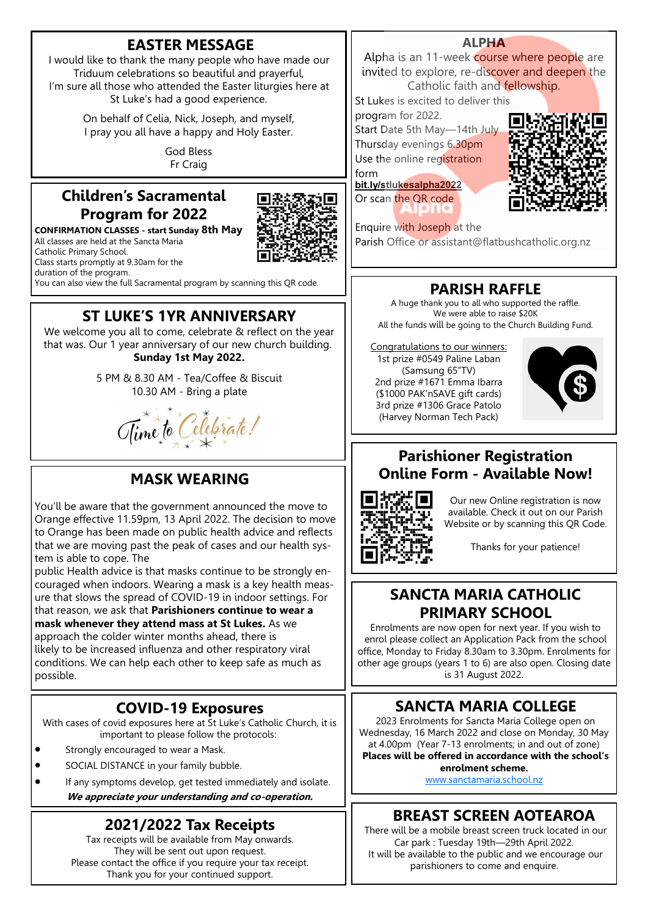## EASTER MESSAGE

I would like to thank the many people who have made our Triduum celebrations so beautiful and prayerful, I'm sure all those who attended the Easter liturgies here at St Luke's had a good experience.

On behalf of Celia, Nick, Joseph, and myself, I pray you all have a happy and Holy Easter.

God Bless
Fr Craig

## Children's Sacramental Program for 2022

**CONFIRMATION CLASSES - start Sunday 8th May**
All classes are held at the Sancta Maria Catholic Primary School.
Class starts promptly at 9.30am for the duration of the program.
You can also view the full Sacramental program by scanning this QR code.

## ST LUKE'S 1YR ANNIVERSARY

We welcome you all to come, celebrate & reflect on the year that was. Our 1 year anniversary of our new church building.
**Sunday 1st May 2022.**

5 PM & 8.30 AM - Tea/Coffee & Biscuit
10.30 AM - Bring a plate

Time to Celebrate!

## MASK WEARING

You'll be aware that the government announced the move to Orange effective 11.59pm, 13 April 2022. The decision to move to Orange has been made on public health advice and reflects that we are moving past the peak of cases and our health system is able to cope. The public Health advice is that masks continue to be strongly encouraged when indoors. Wearing a mask is a key health measure that slows the spread of COVID-19 in indoor settings. For that reason, we ask that **Parishioners continue to wear a mask whenever they attend mass at St Lukes.** As we approach the colder winter months ahead, there is likely to be increased influenza and other respiratory viral conditions. We can help each other to keep safe as much as possible.

## COVID-19 Exposures

With cases of covid exposures here at St Luke's Catholic Church, it is important to please follow the protocols:

- Strongly encouraged to wear a Mask.
- SOCIAL DISTANCE in your family bubble.
- If any symptoms develop, get tested immediately and isolate.

***We appreciate your understanding and co-operation.***

## 2021/2022 Tax Receipts

Tax receipts will be available from May onwards.
They will be sent out upon request.
Please contact the office if you require your tax receipt.
Thank you for your continued support.

## ALPHA

Alpha is an 11-week course where people are invited to explore, re-discover and deepen the Catholic faith and fellowship.

St Lukes is excited to deliver this program for 2022.
Start Date 5th May—14th July
Thursday evenings 6.30pm
Use the online registration form
**bit.ly/stlukesalpha2022**
Or scan the QR code

Enquire with Joseph at the Parish Office or assistant@flatbushcatholic.org.nz

## PARISH RAFFLE

A huge thank you to all who supported the raffle.
We were able to raise $20K
All the funds will be going to the Church Building Fund.

Congratulations to our winners:
1st prize #0549 Paline Laban (Samsung 65"TV)
2nd prize #1671 Emma Ibarra ($1000 PAK'nSAVE gift cards)
3rd prize #1306 Grace Patolo (Harvey Norman Tech Pack)

## Parishioner Registration Online Form - Available Now!

Our new Online registration is now available. Check it out on our Parish Website or by scanning this QR Code.

Thanks for your patience!

## SANCTA MARIA CATHOLIC PRIMARY SCHOOL

Enrolments are now open for next year. If you wish to enrol please collect an Application Pack from the school office, Monday to Friday 8.30am to 3.30pm. Enrolments for other age groups (years 1 to 6) are also open. Closing date is 31 August 2022.

## SANCTA MARIA COLLEGE

2023 Enrolments for Sancta Maria College open on Wednesday, 16 March 2022 and close on Monday, 30 May at 4.00pm (Year 7-13 enrolments; in and out of zone)
**Places will be offered in accordance with the school's enrolment scheme.**
www.sanctamaria.school.nz

## BREAST SCREEN AOTEAROA

There will be a mobile breast screen truck located in our Car park : Tuesday 19th—29th April 2022.
It will be available to the public and we encourage our parishioners to come and enquire.